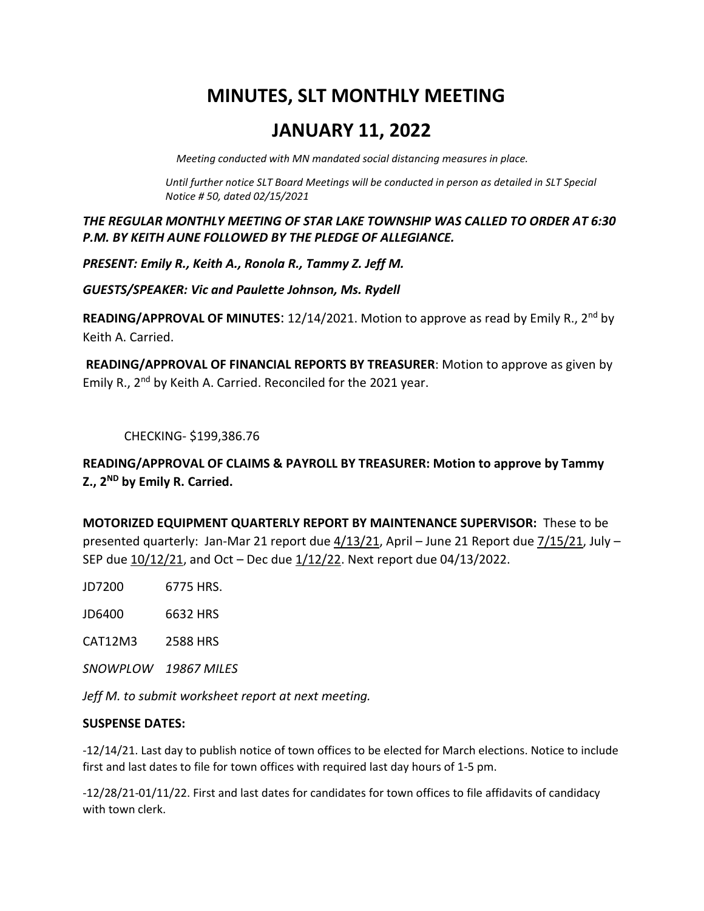# MINUTES, SLT MONTHLY MEETING

# JANUARY 11, 2022

*Meeting conducted with MN mandated social distancing measures in place.*

*Until further notice SLT Board Meetings will be conducted in person as detailed in SLT Special Notice # 50, dated 02/15/2021*

***THE REGULAR MONTHLY MEETING OF STAR LAKE TOWNSHIP WAS CALLED TO ORDER AT 6:30 P.M. BY KEITH AUNE FOLLOWED BY THE PLEDGE OF ALLEGIANCE.***

***PRESENT: Emily R., Keith A., Ronola R., Tammy Z. Jeff M.***

***GUESTS/SPEAKER: Vic and Paulette Johnson, Ms. Rydell***

**READING/APPROVAL OF MINUTES**: 12/14/2021. Motion to approve as read by Emily R., 2nd by Keith A. Carried.

**READING/APPROVAL OF FINANCIAL REPORTS BY TREASURER**: Motion to approve as given by Emily R., 2nd by Keith A. Carried. Reconciled for the 2021 year.

CHECKING- $199,386.76

**READING/APPROVAL OF CLAIMS & PAYROLL BY TREASURER: Motion to approve by Tammy Z., 2ND by Emily R. Carried.**

**MOTORIZED EQUIPMENT QUARTERLY REPORT BY MAINTENANCE SUPERVISOR:** These to be presented quarterly: Jan-Mar 21 report due 4/13/21, April – June 21 Report due 7/15/21, July – SEP due 10/12/21, and Oct – Dec due 1/12/22. Next report due 04/13/2022.

JD7200 6775 HRS.

JD6400 6632 HRS

CAT12M3 2588 HRS

*SNOWPLOW 19867 MILES*

*Jeff M. to submit worksheet report at next meeting.*

**SUSPENSE DATES:**

-12/14/21. Last day to publish notice of town offices to be elected for March elections. Notice to include first and last dates to file for town offices with required last day hours of 1-5 pm.

-12/28/21-01/11/22. First and last dates for candidates for town offices to file affidavits of candidacy with town clerk.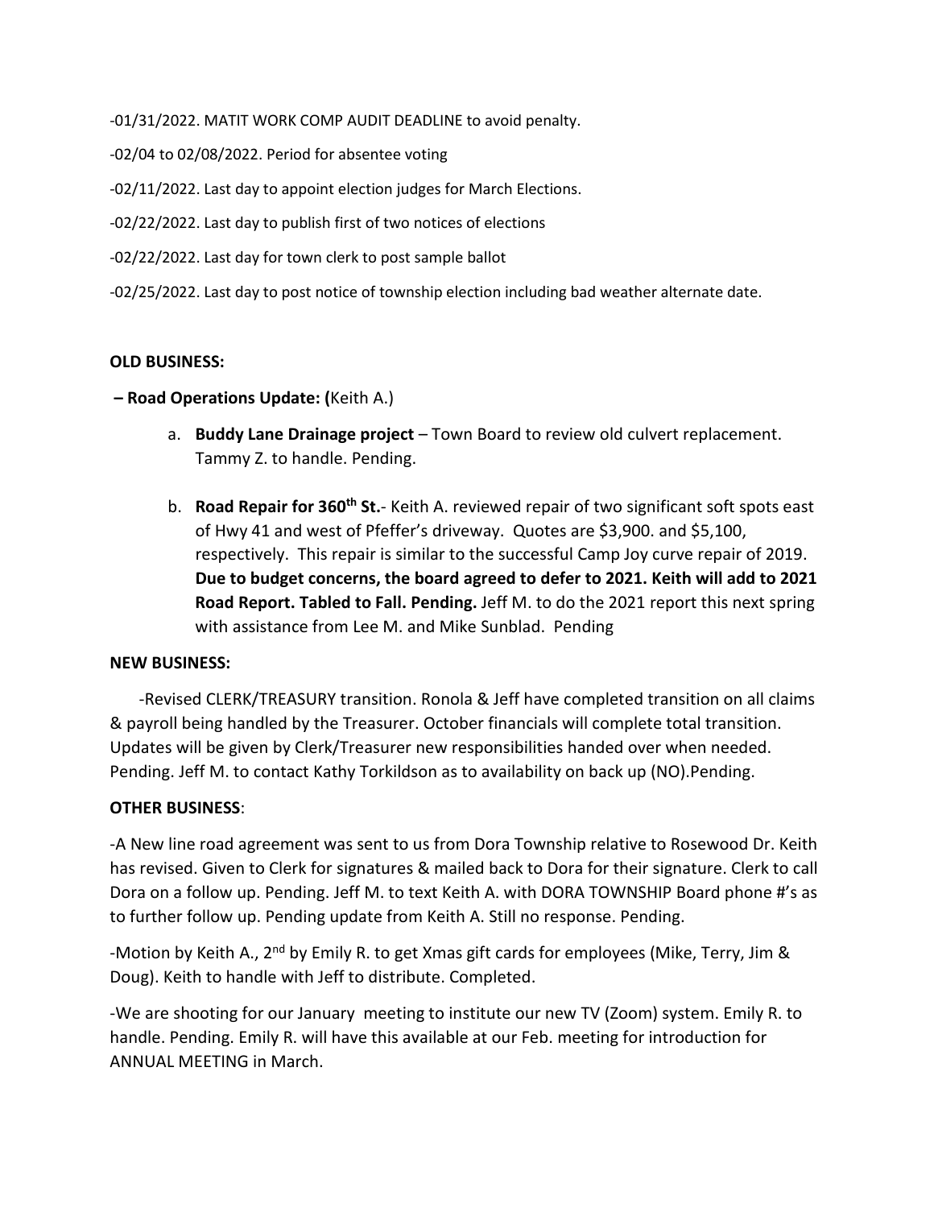-01/31/2022. MATIT WORK COMP AUDIT DEADLINE to avoid penalty.

-02/04 to 02/08/2022. Period for absentee voting

-02/11/2022. Last day to appoint election judges for March Elections.

-02/22/2022. Last day to publish first of two notices of elections

-02/22/2022. Last day for town clerk to post sample ballot

-02/25/2022. Last day to post notice of township election including bad weather alternate date.

**OLD BUSINESS:**

**– Road Operations Update: (**Keith A.)

a. **Buddy Lane Drainage project** – Town Board to review old culvert replacement. Tammy Z. to handle. Pending.

b. **Road Repair for 360th St.**- Keith A. reviewed repair of two significant soft spots east of Hwy 41 and west of Pfeffer's driveway. Quotes are $3,900. and $5,100, respectively. This repair is similar to the successful Camp Joy curve repair of 2019. **Due to budget concerns, the board agreed to defer to 2021. Keith will add to 2021 Road Report. Tabled to Fall. Pending.** Jeff M. to do the 2021 report this next spring with assistance from Lee M. and Mike Sunblad. Pending

**NEW BUSINESS:**

-Revised CLERK/TREASURY transition. Ronola & Jeff have completed transition on all claims & payroll being handled by the Treasurer. October financials will complete total transition. Updates will be given by Clerk/Treasurer new responsibilities handed over when needed. Pending. Jeff M. to contact Kathy Torkildson as to availability on back up (NO).Pending.

**OTHER BUSINESS**:

-A New line road agreement was sent to us from Dora Township relative to Rosewood Dr. Keith has revised. Given to Clerk for signatures & mailed back to Dora for their signature. Clerk to call Dora on a follow up. Pending. Jeff M. to text Keith A. with DORA TOWNSHIP Board phone #'s as to further follow up. Pending update from Keith A. Still no response. Pending.

-Motion by Keith A., 2nd by Emily R. to get Xmas gift cards for employees (Mike, Terry, Jim & Doug). Keith to handle with Jeff to distribute. Completed.

-We are shooting for our January meeting to institute our new TV (Zoom) system. Emily R. to handle. Pending. Emily R. will have this available at our Feb. meeting for introduction for ANNUAL MEETING in March.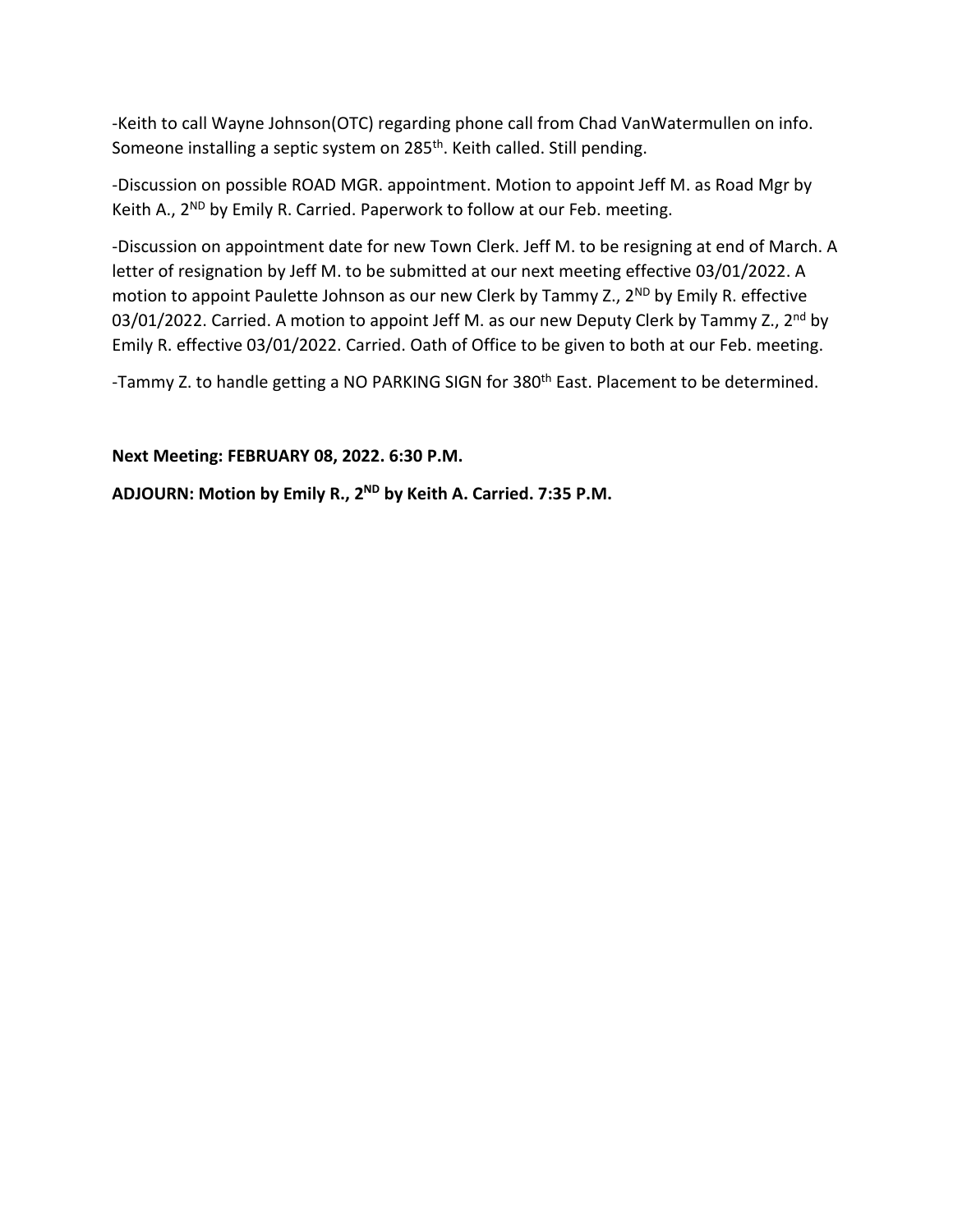-Keith to call Wayne Johnson(OTC) regarding phone call from Chad VanWatermullen on info. Someone installing a septic system on 285th. Keith called. Still pending.

-Discussion on possible ROAD MGR. appointment. Motion to appoint Jeff M. as Road Mgr by Keith A., 2ND by Emily R. Carried. Paperwork to follow at our Feb. meeting.

-Discussion on appointment date for new Town Clerk. Jeff M. to be resigning at end of March. A letter of resignation by Jeff M. to be submitted at our next meeting effective 03/01/2022. A motion to appoint Paulette Johnson as our new Clerk by Tammy Z., 2ND by Emily R. effective 03/01/2022. Carried. A motion to appoint Jeff M. as our new Deputy Clerk by Tammy Z., 2nd by Emily R. effective 03/01/2022. Carried. Oath of Office to be given to both at our Feb. meeting.

-Tammy Z. to handle getting a NO PARKING SIGN for 380th East. Placement to be determined.

**Next Meeting: FEBRUARY 08, 2022. 6:30 P.M.**

**ADJOURN: Motion by Emily R., 2ND by Keith A. Carried. 7:35 P.M.**